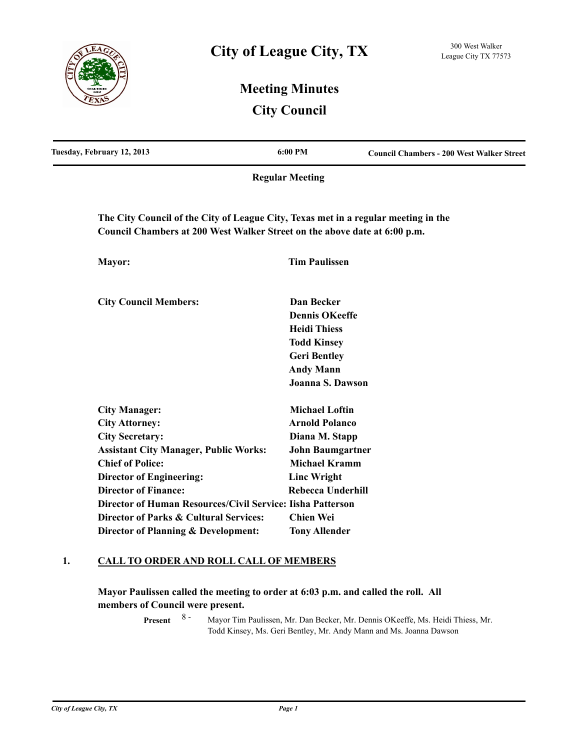# City of League City, TX

300 West Walker
League City TX 77573

## Meeting Minutes

## City Council

| Tuesday, February 12, 2013 | 6:00 PM | Council Chambers - 200 West Walker Street |
|---|---|---|

**Regular Meeting**

**The City Council of the City of League City, Texas met in a regular meeting in the Council Chambers at 200 West Walker Street on the above date at 6:00 p.m.**

| | |
|---|---|
| **Mayor:** | **Tim Paulissen** |
| **City Council Members:** | **Dan Becker** |
| | **Dennis OKeeffe** |
| | **Heidi Thiess** |
| | **Todd Kinsey** |
| | **Geri Bentley** |
| | **Andy Mann** |
| | **Joanna S. Dawson** |
| **City Manager:** | **Michael Loftin** |
| **City Attorney:** | **Arnold Polanco** |
| **City Secretary:** | **Diana M. Stapp** |
| **Assistant City Manager, Public Works:** | **John Baumgartner** |
| **Chief of Police:** | **Michael Kramm** |
| **Director of Engineering:** | **Linc Wright** |
| **Director of Finance:** | **Rebecca Underhill** |
| **Director of Human Resources/Civil Service:** | **Iisha Patterson** |
| **Director of Parks & Cultural Services:** | **Chien Wei** |
| **Director of Planning & Development:** | **Tony Allender** |

## 1. CALL TO ORDER AND ROLL CALL OF MEMBERS

**Mayor Paulissen called the meeting to order at 6:03 p.m. and called the roll. All members of Council were present.**

**Present** 8 - Mayor Tim Paulissen, Mr. Dan Becker, Mr. Dennis OKeeffe, Ms. Heidi Thiess, Mr. Todd Kinsey, Ms. Geri Bentley, Mr. Andy Mann and Ms. Joanna Dawson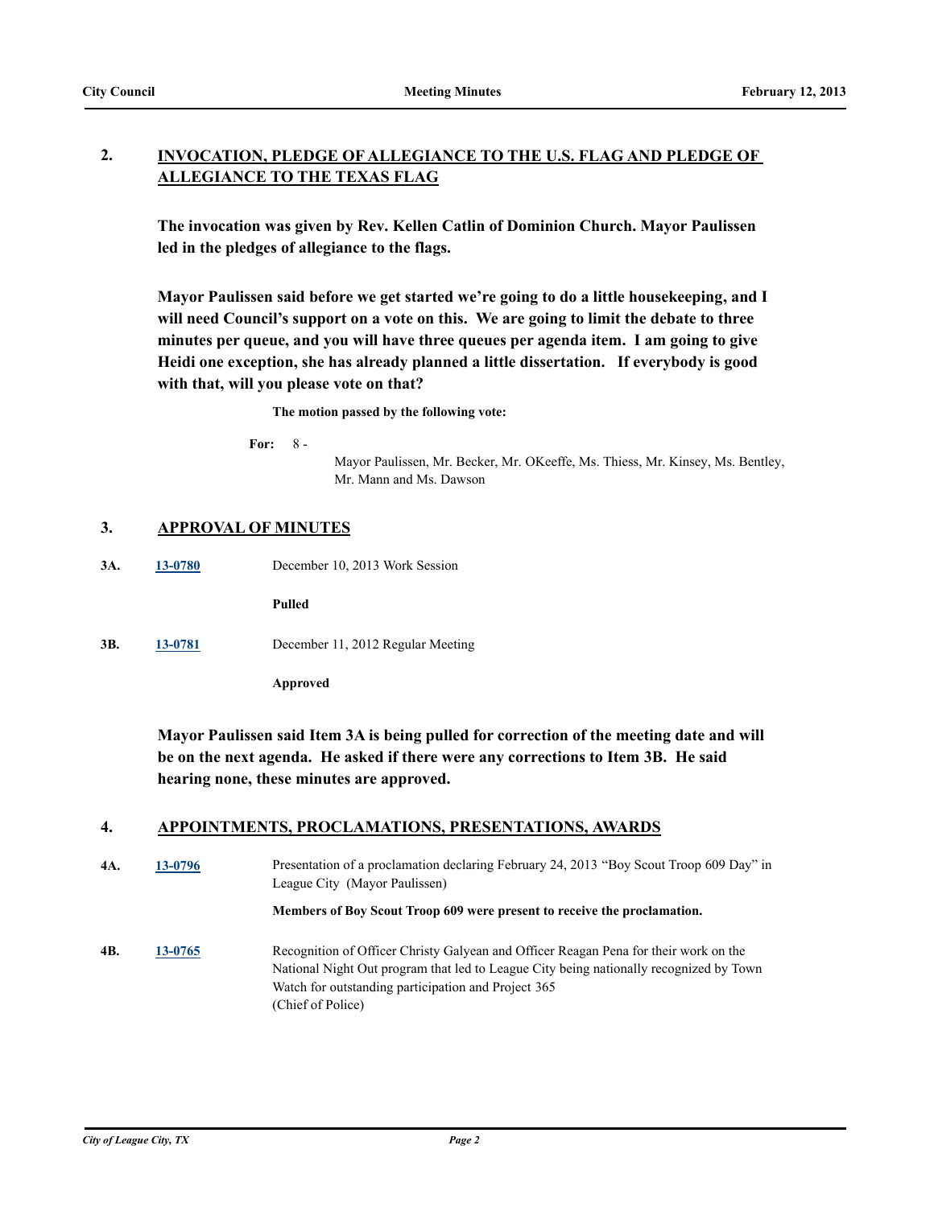## 2. INVOCATION, PLEDGE OF ALLEGIANCE TO THE U.S. FLAG AND PLEDGE OF ALLEGIANCE TO THE TEXAS FLAG

**The invocation was given by Rev. Kellen Catlin of Dominion Church. Mayor Paulissen led in the pledges of allegiance to the flags.**

**Mayor Paulissen said before we get started we're going to do a little housekeeping, and I will need Council's support on a vote on this. We are going to limit the debate to three minutes per queue, and you will have three queues per agenda item. I am going to give Heidi one exception, she has already planned a little dissertation. If everybody is good with that, will you please vote on that?**

**The motion passed by the following vote:**

**For:** 8 - Mayor Paulissen, Mr. Becker, Mr. OKeeffe, Ms. Thiess, Mr. Kinsey, Ms. Bentley, Mr. Mann and Ms. Dawson

## 3. APPROVAL OF MINUTES

**3A.** **13-0780** December 10, 2013 Work Session

**Pulled**

**3B.** **13-0781** December 11, 2012 Regular Meeting

**Approved**

**Mayor Paulissen said Item 3A is being pulled for correction of the meeting date and will be on the next agenda. He asked if there were any corrections to Item 3B. He said hearing none, these minutes are approved.**

## 4. APPOINTMENTS, PROCLAMATIONS, PRESENTATIONS, AWARDS

**4A.** **13-0796** Presentation of a proclamation declaring February 24, 2013 "Boy Scout Troop 609 Day" in League City (Mayor Paulissen)

**Members of Boy Scout Troop 609 were present to receive the proclamation.**

**4B.** **13-0765** Recognition of Officer Christy Galyean and Officer Reagan Pena for their work on the National Night Out program that led to League City being nationally recognized by Town Watch for outstanding participation and Project 365
(Chief of Police)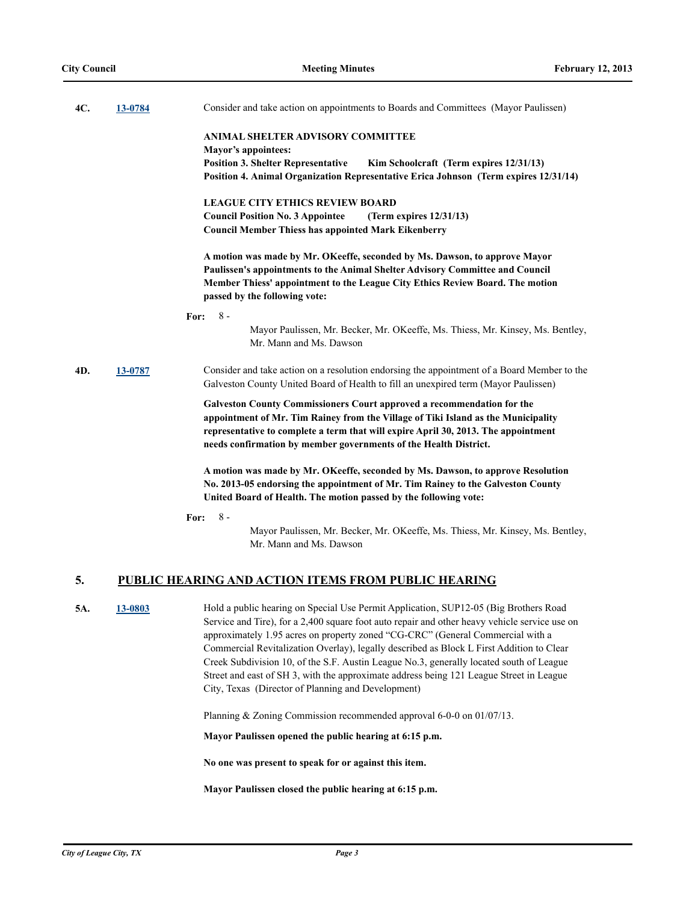**4C.** **13-0784** Consider and take action on appointments to Boards and Committees (Mayor Paulissen)

**ANIMAL SHELTER ADVISORY COMMITTEE**
**Mayor's appointees:**
**Position 3. Shelter Representative Kim Schoolcraft (Term expires 12/31/13)**
**Position 4. Animal Organization Representative Erica Johnson (Term expires 12/31/14)**

**LEAGUE CITY ETHICS REVIEW BOARD**
**Council Position No. 3 Appointee (Term expires 12/31/13)**
**Council Member Thiess has appointed Mark Eikenberry**

**A motion was made by Mr. OKeeffe, seconded by Ms. Dawson, to approve Mayor Paulissen's appointments to the Animal Shelter Advisory Committee and Council Member Thiess' appointment to the League City Ethics Review Board. The motion passed by the following vote:**

**For:** 8 - Mayor Paulissen, Mr. Becker, Mr. OKeeffe, Ms. Thiess, Mr. Kinsey, Ms. Bentley, Mr. Mann and Ms. Dawson

**4D.** **13-0787** Consider and take action on a resolution endorsing the appointment of a Board Member to the Galveston County United Board of Health to fill an unexpired term (Mayor Paulissen)

**Galveston County Commissioners Court approved a recommendation for the appointment of Mr. Tim Rainey from the Village of Tiki Island as the Municipality representative to complete a term that will expire April 30, 2013. The appointment needs confirmation by member governments of the Health District.**

**A motion was made by Mr. OKeeffe, seconded by Ms. Dawson, to approve Resolution No. 2013-05 endorsing the appointment of Mr. Tim Rainey to the Galveston County United Board of Health. The motion passed by the following vote:**

**For:** 8 - Mayor Paulissen, Mr. Becker, Mr. OKeeffe, Ms. Thiess, Mr. Kinsey, Ms. Bentley, Mr. Mann and Ms. Dawson

## 5. PUBLIC HEARING AND ACTION ITEMS FROM PUBLIC HEARING

**5A.** **13-0803** Hold a public hearing on Special Use Permit Application, SUP12-05 (Big Brothers Road Service and Tire), for a 2,400 square foot auto repair and other heavy vehicle service use on approximately 1.95 acres on property zoned "CG-CRC" (General Commercial with a Commercial Revitalization Overlay), legally described as Block L First Addition to Clear Creek Subdivision 10, of the S.F. Austin League No.3, generally located south of League Street and east of SH 3, with the approximate address being 121 League Street in League City, Texas (Director of Planning and Development)

Planning & Zoning Commission recommended approval 6-0-0 on 01/07/13.

**Mayor Paulissen opened the public hearing at 6:15 p.m.**

**No one was present to speak for or against this item.**

**Mayor Paulissen closed the public hearing at 6:15 p.m.**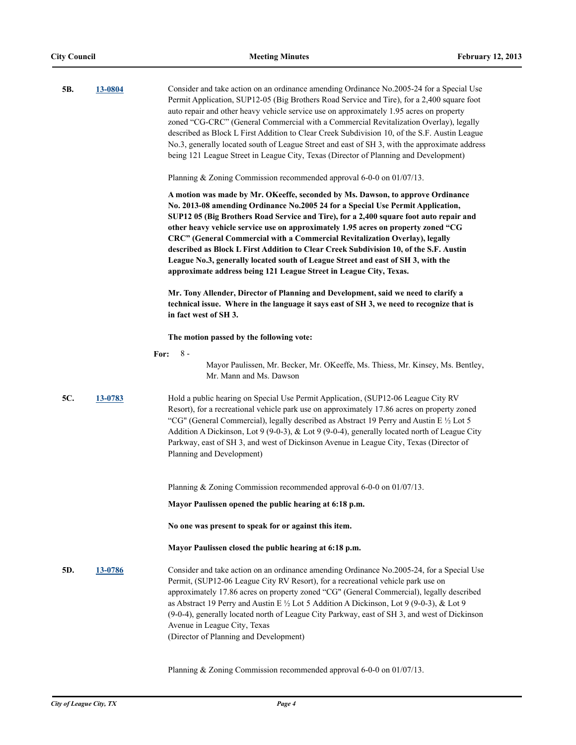**5B.** **13-0804**

Consider and take action on an ordinance amending Ordinance No.2005-24 for a Special Use Permit Application, SUP12-05 (Big Brothers Road Service and Tire), for a 2,400 square foot auto repair and other heavy vehicle service use on approximately 1.95 acres on property zoned "CG-CRC" (General Commercial with a Commercial Revitalization Overlay), legally described as Block L First Addition to Clear Creek Subdivision 10, of the S.F. Austin League No.3, generally located south of League Street and east of SH 3, with the approximate address being 121 League Street in League City, Texas (Director of Planning and Development)

Planning & Zoning Commission recommended approval 6-0-0 on 01/07/13.

**A motion was made by Mr. OKeeffe, seconded by Ms. Dawson, to approve Ordinance No. 2013-08 amending Ordinance No.2005 24 for a Special Use Permit Application, SUP12 05 (Big Brothers Road Service and Tire), for a 2,400 square foot auto repair and other heavy vehicle service use on approximately 1.95 acres on property zoned "CG CRC" (General Commercial with a Commercial Revitalization Overlay), legally described as Block L First Addition to Clear Creek Subdivision 10, of the S.F. Austin League No.3, generally located south of League Street and east of SH 3, with the approximate address being 121 League Street in League City, Texas.**

**Mr. Tony Allender, Director of Planning and Development, said we need to clarify a technical issue. Where in the language it says east of SH 3, we need to recognize that is in fact west of SH 3.**

**The motion passed by the following vote:**

**For:** 8 - Mayor Paulissen, Mr. Becker, Mr. OKeeffe, Ms. Thiess, Mr. Kinsey, Ms. Bentley, Mr. Mann and Ms. Dawson

**5C.** **13-0783**

Hold a public hearing on Special Use Permit Application, (SUP12-06 League City RV Resort), for a recreational vehicle park use on approximately 17.86 acres on property zoned "CG" (General Commercial), legally described as Abstract 19 Perry and Austin E ½ Lot 5 Addition A Dickinson, Lot 9 (9-0-3), & Lot 9 (9-0-4), generally located north of League City Parkway, east of SH 3, and west of Dickinson Avenue in League City, Texas (Director of Planning and Development)

Planning & Zoning Commission recommended approval 6-0-0 on 01/07/13.

**Mayor Paulissen opened the public hearing at 6:18 p.m.**

**No one was present to speak for or against this item.**

**Mayor Paulissen closed the public hearing at 6:18 p.m.**

**5D.** **13-0786**

Consider and take action on an ordinance amending Ordinance No.2005-24, for a Special Use Permit, (SUP12-06 League City RV Resort), for a recreational vehicle park use on approximately 17.86 acres on property zoned "CG" (General Commercial), legally described as Abstract 19 Perry and Austin E ½ Lot 5 Addition A Dickinson, Lot 9 (9-0-3), & Lot 9 (9-0-4), generally located north of League City Parkway, east of SH 3, and west of Dickinson Avenue in League City, Texas
(Director of Planning and Development)

Planning & Zoning Commission recommended approval 6-0-0 on 01/07/13.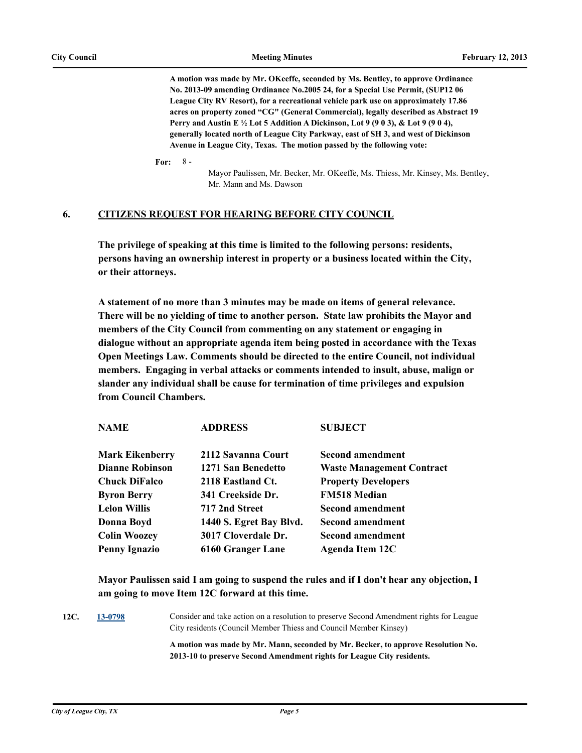**A motion was made by Mr. OKeeffe, seconded by Ms. Bentley, to approve Ordinance No. 2013-09 amending Ordinance No.2005 24, for a Special Use Permit, (SUP12 06 League City RV Resort), for a recreational vehicle park use on approximately 17.86 acres on property zoned "CG" (General Commercial), legally described as Abstract 19 Perry and Austin E ½ Lot 5 Addition A Dickinson, Lot 9 (9 0 3), & Lot 9 (9 0 4), generally located north of League City Parkway, east of SH 3, and west of Dickinson Avenue in League City, Texas. The motion passed by the following vote:**

**For:** 8 - Mayor Paulissen, Mr. Becker, Mr. OKeeffe, Ms. Thiess, Mr. Kinsey, Ms. Bentley, Mr. Mann and Ms. Dawson

## 6. CITIZENS REQUEST FOR HEARING BEFORE CITY COUNCIL

**The privilege of speaking at this time is limited to the following persons: residents, persons having an ownership interest in property or a business located within the City, or their attorneys.**

**A statement of no more than 3 minutes may be made on items of general relevance. There will be no yielding of time to another person. State law prohibits the Mayor and members of the City Council from commenting on any statement or engaging in dialogue without an appropriate agenda item being posted in accordance with the Texas Open Meetings Law. Comments should be directed to the entire Council, not individual members. Engaging in verbal attacks or comments intended to insult, abuse, malign or slander any individual shall be cause for termination of time privileges and expulsion from Council Chambers.**

| NAME | ADDRESS | SUBJECT |
|---|---|---|
| Mark Eikenberry | 2112 Savanna Court | Second amendment |
| Dianne Robinson | 1271 San Benedetto | Waste Management Contract |
| Chuck DiFalco | 2118 Eastland Ct. | Property Developers |
| Byron Berry | 341 Creekside Dr. | FM518 Median |
| Lelon Willis | 717 2nd Street | Second amendment |
| Donna Boyd | 1440 S. Egret Bay Blvd. | Second amendment |
| Colin Woozey | 3017 Cloverdale Dr. | Second amendment |
| Penny Ignazio | 6160 Granger Lane | Agenda Item 12C |

**Mayor Paulissen said I am going to suspend the rules and if I don't hear any objection, I am going to move Item 12C forward at this time.**

**12C.** 13-0798 Consider and take action on a resolution to preserve Second Amendment rights for League City residents (Council Member Thiess and Council Member Kinsey)

**A motion was made by Mr. Mann, seconded by Mr. Becker, to approve Resolution No. 2013-10 to preserve Second Amendment rights for League City residents.**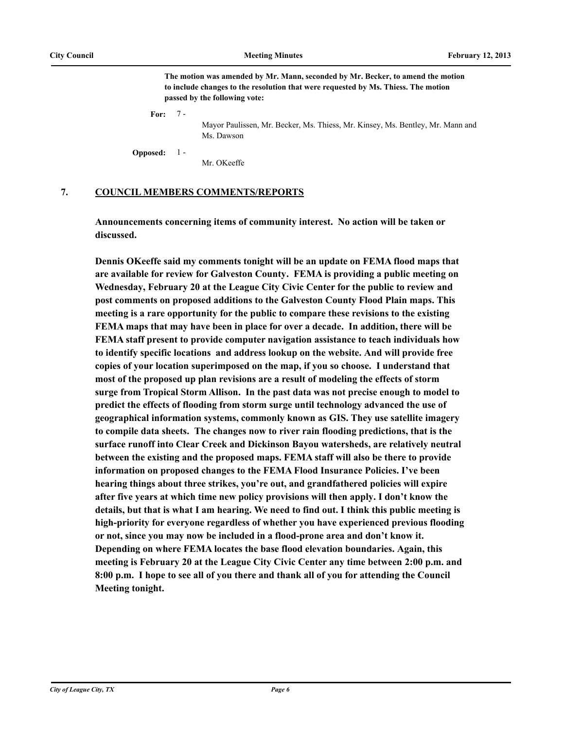**The motion was amended by Mr. Mann, seconded by Mr. Becker, to amend the motion to include changes to the resolution that were requested by Ms. Thiess. The motion passed by the following vote:**

**For:** 7 - Mayor Paulissen, Mr. Becker, Ms. Thiess, Mr. Kinsey, Ms. Bentley, Mr. Mann and Ms. Dawson

**Opposed:** 1 - Mr. OKeeffe

## 7. COUNCIL MEMBERS COMMENTS/REPORTS

**Announcements concerning items of community interest. No action will be taken or discussed.**

**Dennis OKeeffe said my comments tonight will be an update on FEMA flood maps that are available for review for Galveston County. FEMA is providing a public meeting on Wednesday, February 20 at the League City Civic Center for the public to review and post comments on proposed additions to the Galveston County Flood Plain maps. This meeting is a rare opportunity for the public to compare these revisions to the existing FEMA maps that may have been in place for over a decade. In addition, there will be FEMA staff present to provide computer navigation assistance to teach individuals how to identify specific locations and address lookup on the website. And will provide free copies of your location superimposed on the map, if you so choose. I understand that most of the proposed up plan revisions are a result of modeling the effects of storm surge from Tropical Storm Allison. In the past data was not precise enough to model to predict the effects of flooding from storm surge until technology advanced the use of geographical information systems, commonly known as GIS. They use satellite imagery to compile data sheets. The changes now to river rain flooding predictions, that is the surface runoff into Clear Creek and Dickinson Bayou watersheds, are relatively neutral between the existing and the proposed maps. FEMA staff will also be there to provide information on proposed changes to the FEMA Flood Insurance Policies. I've been hearing things about three strikes, you're out, and grandfathered policies will expire after five years at which time new policy provisions will then apply. I don't know the details, but that is what I am hearing. We need to find out. I think this public meeting is high-priority for everyone regardless of whether you have experienced previous flooding or not, since you may now be included in a flood-prone area and don't know it. Depending on where FEMA locates the base flood elevation boundaries. Again, this meeting is February 20 at the League City Civic Center any time between 2:00 p.m. and 8:00 p.m. I hope to see all of you there and thank all of you for attending the Council Meeting tonight.**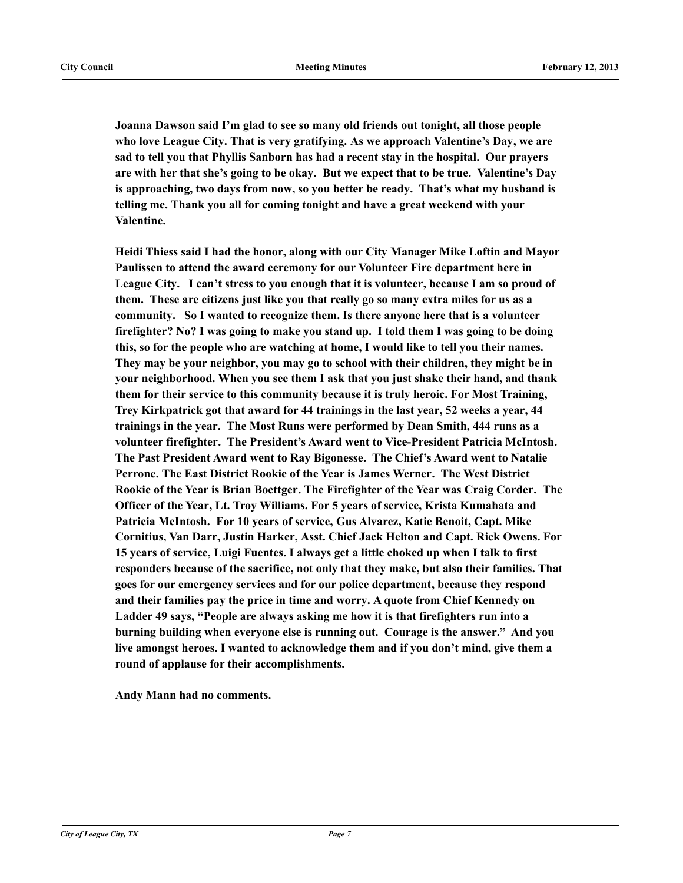**Joanna Dawson said I'm glad to see so many old friends out tonight, all those people who love League City. That is very gratifying. As we approach Valentine's Day, we are sad to tell you that Phyllis Sanborn has had a recent stay in the hospital. Our prayers are with her that she's going to be okay. But we expect that to be true. Valentine's Day is approaching, two days from now, so you better be ready. That's what my husband is telling me. Thank you all for coming tonight and have a great weekend with your Valentine.**

**Heidi Thiess said I had the honor, along with our City Manager Mike Loftin and Mayor Paulissen to attend the award ceremony for our Volunteer Fire department here in League City. I can't stress to you enough that it is volunteer, because I am so proud of them. These are citizens just like you that really go so many extra miles for us as a community. So I wanted to recognize them. Is there anyone here that is a volunteer firefighter? No? I was going to make you stand up. I told them I was going to be doing this, so for the people who are watching at home, I would like to tell you their names. They may be your neighbor, you may go to school with their children, they might be in your neighborhood. When you see them I ask that you just shake their hand, and thank them for their service to this community because it is truly heroic. For Most Training, Trey Kirkpatrick got that award for 44 trainings in the last year, 52 weeks a year, 44 trainings in the year. The Most Runs were performed by Dean Smith, 444 runs as a volunteer firefighter. The President's Award went to Vice-President Patricia McIntosh. The Past President Award went to Ray Bigonesse. The Chief's Award went to Natalie Perrone. The East District Rookie of the Year is James Werner. The West District Rookie of the Year is Brian Boettger. The Firefighter of the Year was Craig Corder. The Officer of the Year, Lt. Troy Williams. For 5 years of service, Krista Kumahata and Patricia McIntosh. For 10 years of service, Gus Alvarez, Katie Benoit, Capt. Mike Cornitius, Van Darr, Justin Harker, Asst. Chief Jack Helton and Capt. Rick Owens. For 15 years of service, Luigi Fuentes. I always get a little choked up when I talk to first responders because of the sacrifice, not only that they make, but also their families. That goes for our emergency services and for our police department, because they respond and their families pay the price in time and worry. A quote from Chief Kennedy on Ladder 49 says, "People are always asking me how it is that firefighters run into a burning building when everyone else is running out. Courage is the answer." And you live amongst heroes. I wanted to acknowledge them and if you don't mind, give them a round of applause for their accomplishments.**

**Andy Mann had no comments.**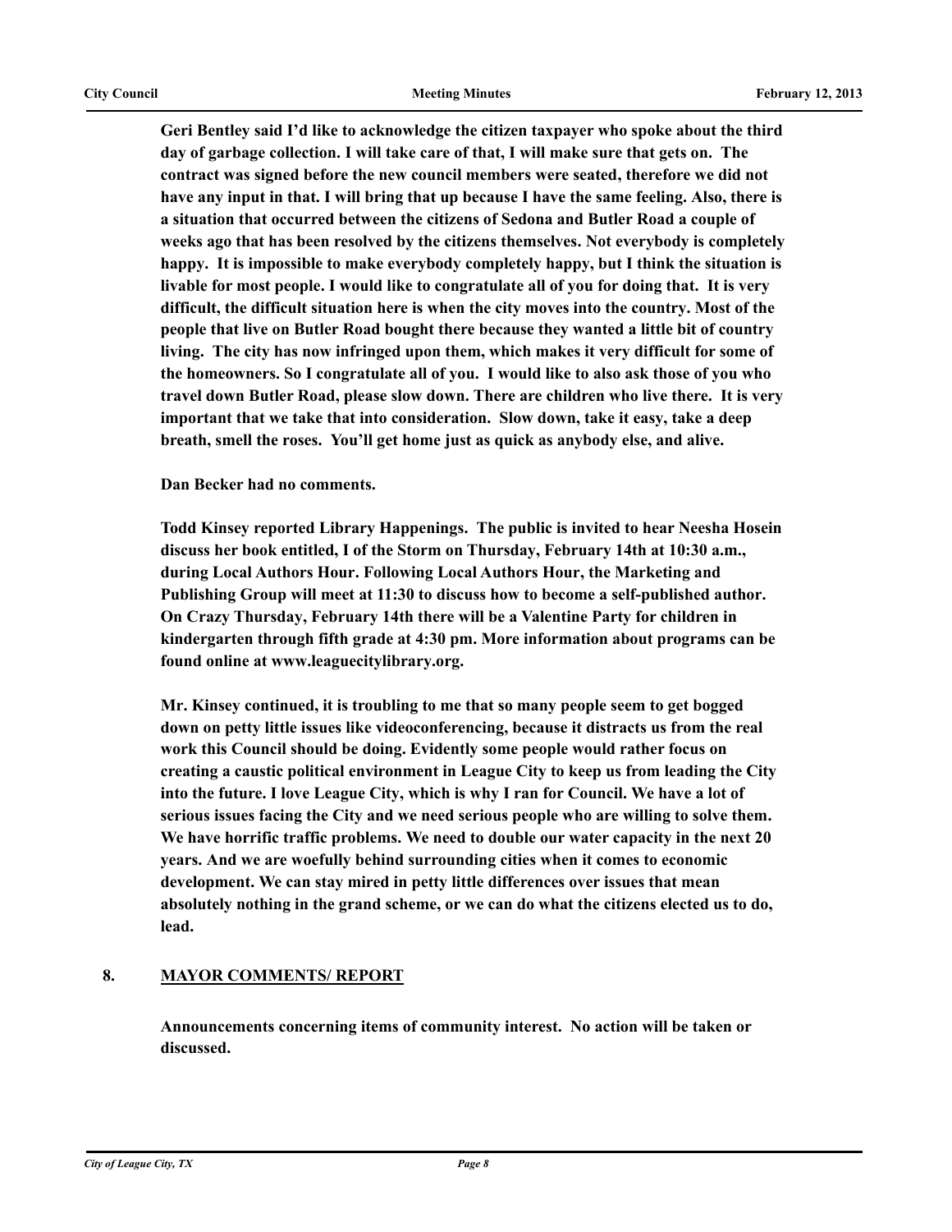**Geri Bentley said I'd like to acknowledge the citizen taxpayer who spoke about the third day of garbage collection. I will take care of that, I will make sure that gets on. The contract was signed before the new council members were seated, therefore we did not have any input in that. I will bring that up because I have the same feeling. Also, there is a situation that occurred between the citizens of Sedona and Butler Road a couple of weeks ago that has been resolved by the citizens themselves. Not everybody is completely happy. It is impossible to make everybody completely happy, but I think the situation is livable for most people. I would like to congratulate all of you for doing that. It is very difficult, the difficult situation here is when the city moves into the country. Most of the people that live on Butler Road bought there because they wanted a little bit of country living. The city has now infringed upon them, which makes it very difficult for some of the homeowners. So I congratulate all of you. I would like to also ask those of you who travel down Butler Road, please slow down. There are children who live there. It is very important that we take that into consideration. Slow down, take it easy, take a deep breath, smell the roses. You'll get home just as quick as anybody else, and alive.**

**Dan Becker had no comments.**

**Todd Kinsey reported Library Happenings. The public is invited to hear Neesha Hosein discuss her book entitled, I of the Storm on Thursday, February 14th at 10:30 a.m., during Local Authors Hour. Following Local Authors Hour, the Marketing and Publishing Group will meet at 11:30 to discuss how to become a self-published author. On Crazy Thursday, February 14th there will be a Valentine Party for children in kindergarten through fifth grade at 4:30 pm. More information about programs can be found online at www.leaguecitylibrary.org.**

**Mr. Kinsey continued, it is troubling to me that so many people seem to get bogged down on petty little issues like videoconferencing, because it distracts us from the real work this Council should be doing. Evidently some people would rather focus on creating a caustic political environment in League City to keep us from leading the City into the future. I love League City, which is why I ran for Council. We have a lot of serious issues facing the City and we need serious people who are willing to solve them. We have horrific traffic problems. We need to double our water capacity in the next 20 years. And we are woefully behind surrounding cities when it comes to economic development. We can stay mired in petty little differences over issues that mean absolutely nothing in the grand scheme, or we can do what the citizens elected us to do, lead.**

## 8. MAYOR COMMENTS/ REPORT

**Announcements concerning items of community interest. No action will be taken or discussed.**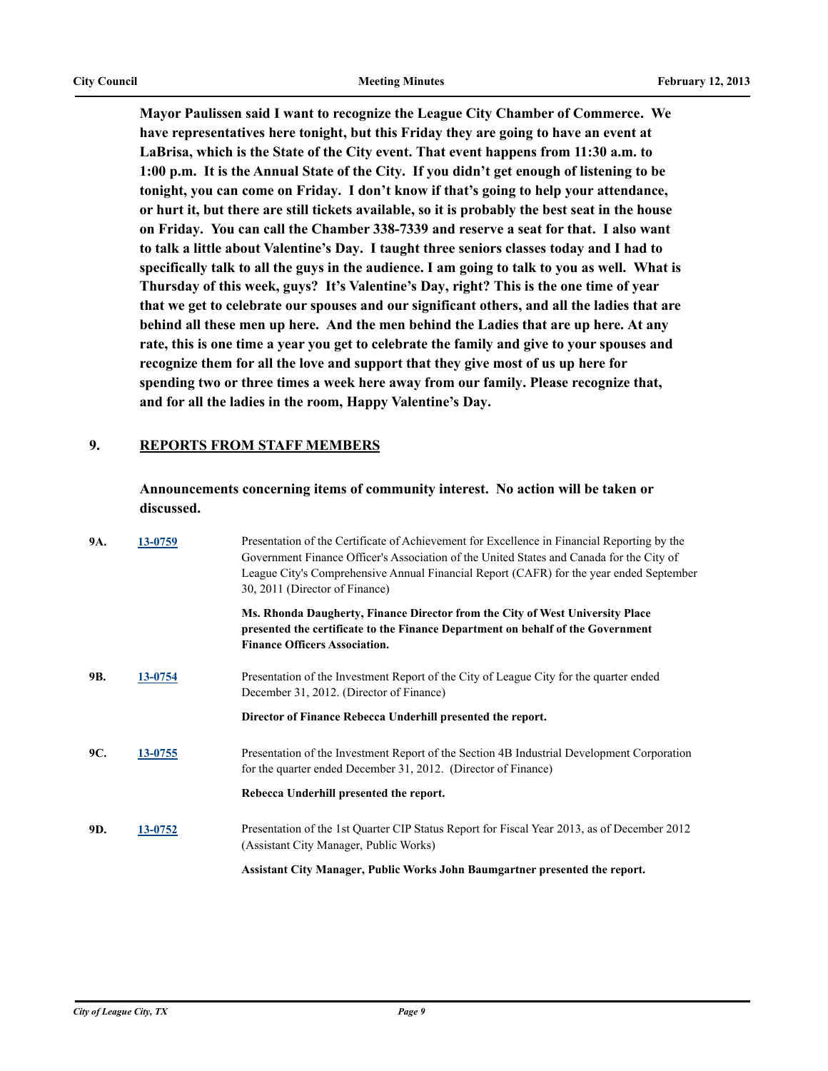**Mayor Paulissen said I want to recognize the League City Chamber of Commerce. We have representatives here tonight, but this Friday they are going to have an event at LaBrisa, which is the State of the City event. That event happens from 11:30 a.m. to 1:00 p.m. It is the Annual State of the City. If you didn't get enough of listening to be tonight, you can come on Friday. I don't know if that's going to help your attendance, or hurt it, but there are still tickets available, so it is probably the best seat in the house on Friday. You can call the Chamber 338-7339 and reserve a seat for that. I also want to talk a little about Valentine's Day. I taught three seniors classes today and I had to specifically talk to all the guys in the audience. I am going to talk to you as well. What is Thursday of this week, guys? It's Valentine's Day, right? This is the one time of year that we get to celebrate our spouses and our significant others, and all the ladies that are behind all these men up here. And the men behind the Ladies that are up here. At any rate, this is one time a year you get to celebrate the family and give to your spouses and recognize them for all the love and support that they give most of us up here for spending two or three times a week here away from our family. Please recognize that, and for all the ladies in the room, Happy Valentine's Day.**

## 9. REPORTS FROM STAFF MEMBERS

**Announcements concerning items of community interest. No action will be taken or discussed.**

**9A.** [13-0759] Presentation of the Certificate of Achievement for Excellence in Financial Reporting by the Government Finance Officer's Association of the United States and Canada for the City of League City's Comprehensive Annual Financial Report (CAFR) for the year ended September 30, 2011 (Director of Finance)

**Ms. Rhonda Daugherty, Finance Director from the City of West University Place presented the certificate to the Finance Department on behalf of the Government Finance Officers Association.**

**9B.** [13-0754] Presentation of the Investment Report of the City of League City for the quarter ended December 31, 2012. (Director of Finance)

**Director of Finance Rebecca Underhill presented the report.**

**9C.** [13-0755] Presentation of the Investment Report of the Section 4B Industrial Development Corporation for the quarter ended December 31, 2012. (Director of Finance)

**Rebecca Underhill presented the report.**

**9D.** [13-0752] Presentation of the 1st Quarter CIP Status Report for Fiscal Year 2013, as of December 2012 (Assistant City Manager, Public Works)

**Assistant City Manager, Public Works John Baumgartner presented the report.**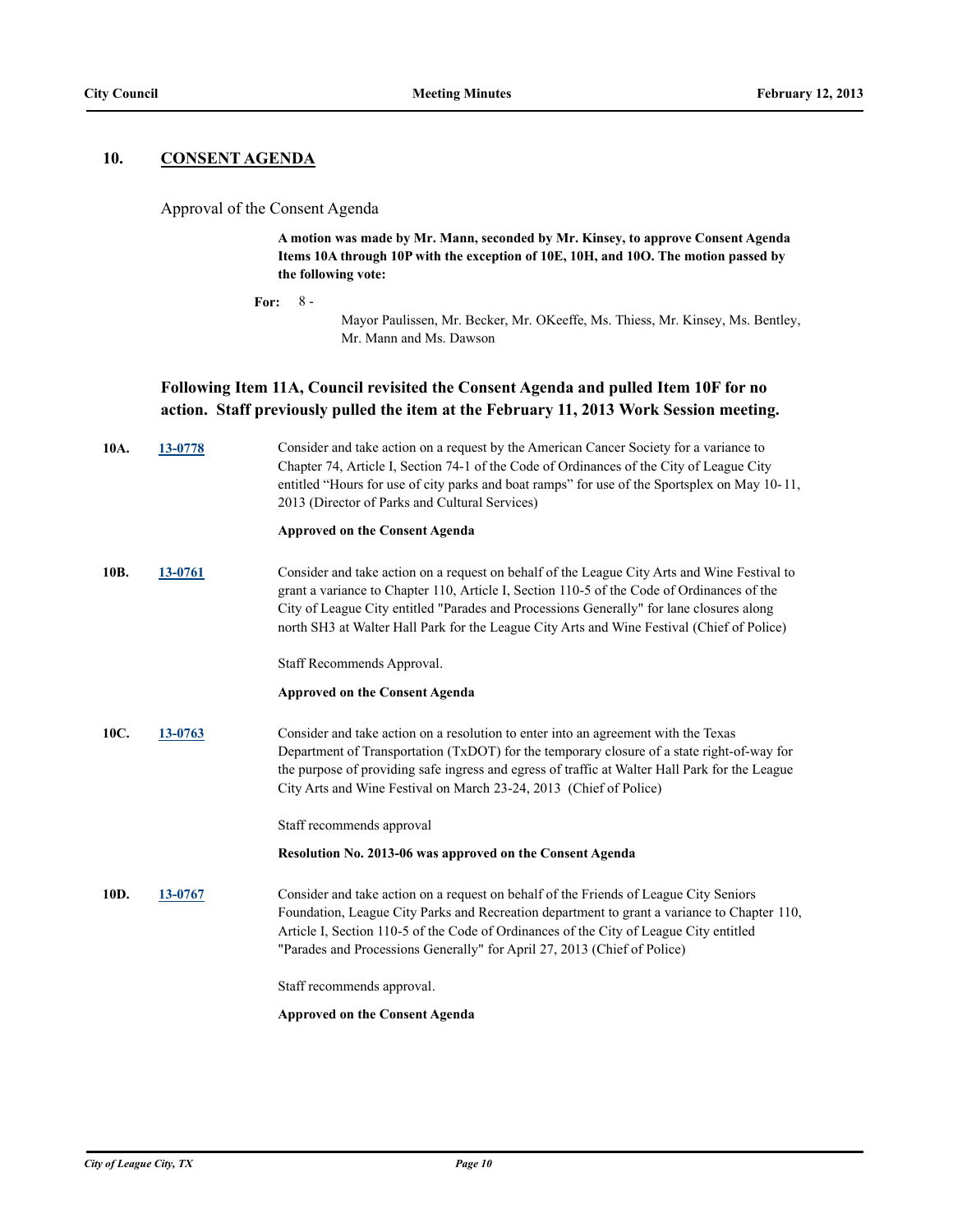## 10. CONSENT AGENDA

Approval of the Consent Agenda

**A motion was made by Mr. Mann, seconded by Mr. Kinsey, to approve Consent Agenda Items 10A through 10P with the exception of 10E, 10H, and 10O. The motion passed by the following vote:**

**For:** 8 - Mayor Paulissen, Mr. Becker, Mr. OKeeffe, Ms. Thiess, Mr. Kinsey, Ms. Bentley, Mr. Mann and Ms. Dawson

**Following Item 11A, Council revisited the Consent Agenda and pulled Item 10F for no action. Staff previously pulled the item at the February 11, 2013 Work Session meeting.**

**10A.** [13-0778](13-0778)

Consider and take action on a request by the American Cancer Society for a variance to Chapter 74, Article I, Section 74-1 of the Code of Ordinances of the City of League City entitled "Hours for use of city parks and boat ramps" for use of the Sportsplex on May 10- 11, 2013 (Director of Parks and Cultural Services)

**Approved on the Consent Agenda**

**10B.** [13-0761](13-0761)

Consider and take action on a request on behalf of the League City Arts and Wine Festival to grant a variance to Chapter 110, Article I, Section 110-5 of the Code of Ordinances of the City of League City entitled "Parades and Processions Generally" for lane closures along north SH3 at Walter Hall Park for the League City Arts and Wine Festival (Chief of Police)

Staff Recommends Approval.

**Approved on the Consent Agenda**

**10C.** [13-0763](13-0763)

Consider and take action on a resolution to enter into an agreement with the Texas Department of Transportation (TxDOT) for the temporary closure of a state right-of-way for the purpose of providing safe ingress and egress of traffic at Walter Hall Park for the League City Arts and Wine Festival on March 23-24, 2013 (Chief of Police)

Staff recommends approval

**Resolution No. 2013-06 was approved on the Consent Agenda**

**10D.** [13-0767](13-0767)

Consider and take action on a request on behalf of the Friends of League City Seniors Foundation, League City Parks and Recreation department to grant a variance to Chapter 110, Article I, Section 110-5 of the Code of Ordinances of the City of League City entitled "Parades and Processions Generally" for April 27, 2013 (Chief of Police)

Staff recommends approval.

**Approved on the Consent Agenda**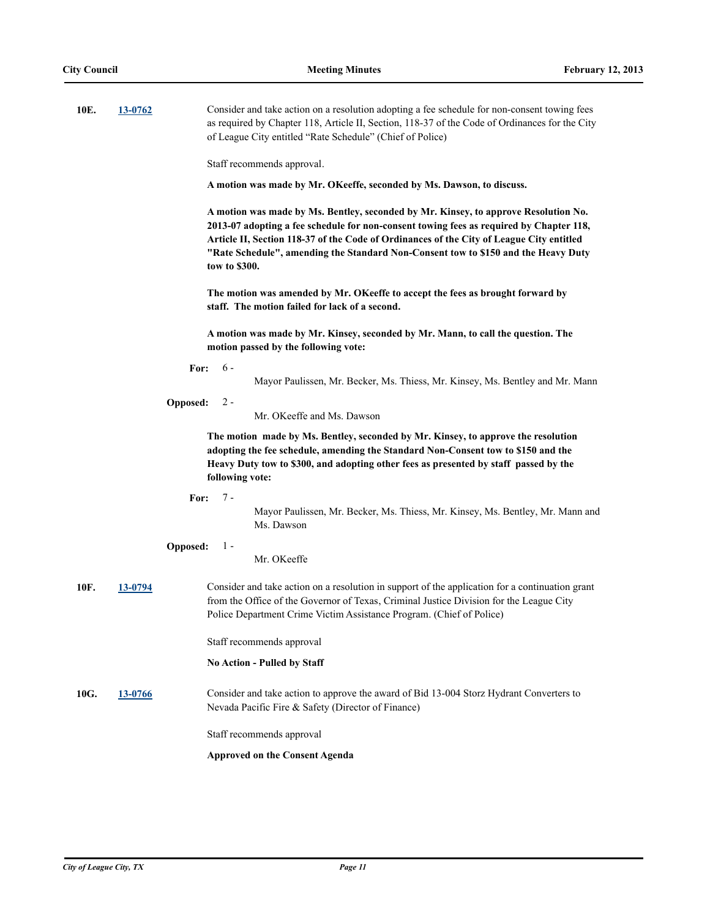**10E.** **13-0762** Consider and take action on a resolution adopting a fee schedule for non-consent towing fees as required by Chapter 118, Article II, Section, 118-37 of the Code of Ordinances for the City of League City entitled "Rate Schedule" (Chief of Police)

Staff recommends approval.

**A motion was made by Mr. OKeeffe, seconded by Ms. Dawson, to discuss.**

**A motion was made by Ms. Bentley, seconded by Mr. Kinsey, to approve Resolution No. 2013-07 adopting a fee schedule for non-consent towing fees as required by Chapter 118, Article II, Section 118-37 of the Code of Ordinances of the City of League City entitled "Rate Schedule", amending the Standard Non-Consent tow to $150 and the Heavy Duty tow to $300.**

**The motion was amended by Mr. OKeeffe to accept the fees as brought forward by staff. The motion failed for lack of a second.**

**A motion was made by Mr. Kinsey, seconded by Mr. Mann, to call the question. The motion passed by the following vote:**

**For:** 6 - Mayor Paulissen, Mr. Becker, Ms. Thiess, Mr. Kinsey, Ms. Bentley and Mr. Mann

**Opposed:** 2 - Mr. OKeeffe and Ms. Dawson

**The motion made by Ms. Bentley, seconded by Mr. Kinsey, to approve the resolution adopting the fee schedule, amending the Standard Non-Consent tow to $150 and the Heavy Duty tow to $300, and adopting other fees as presented by staff passed by the following vote:**

**For:** 7 - Mayor Paulissen, Mr. Becker, Ms. Thiess, Mr. Kinsey, Ms. Bentley, Mr. Mann and Ms. Dawson

**Opposed:** 1 - Mr. OKeeffe

**10F.** **13-0794** Consider and take action on a resolution in support of the application for a continuation grant from the Office of the Governor of Texas, Criminal Justice Division for the League City Police Department Crime Victim Assistance Program. (Chief of Police)

Staff recommends approval

**No Action - Pulled by Staff**

**10G.** **13-0766** Consider and take action to approve the award of Bid 13-004 Storz Hydrant Converters to Nevada Pacific Fire & Safety (Director of Finance)

Staff recommends approval

**Approved on the Consent Agenda**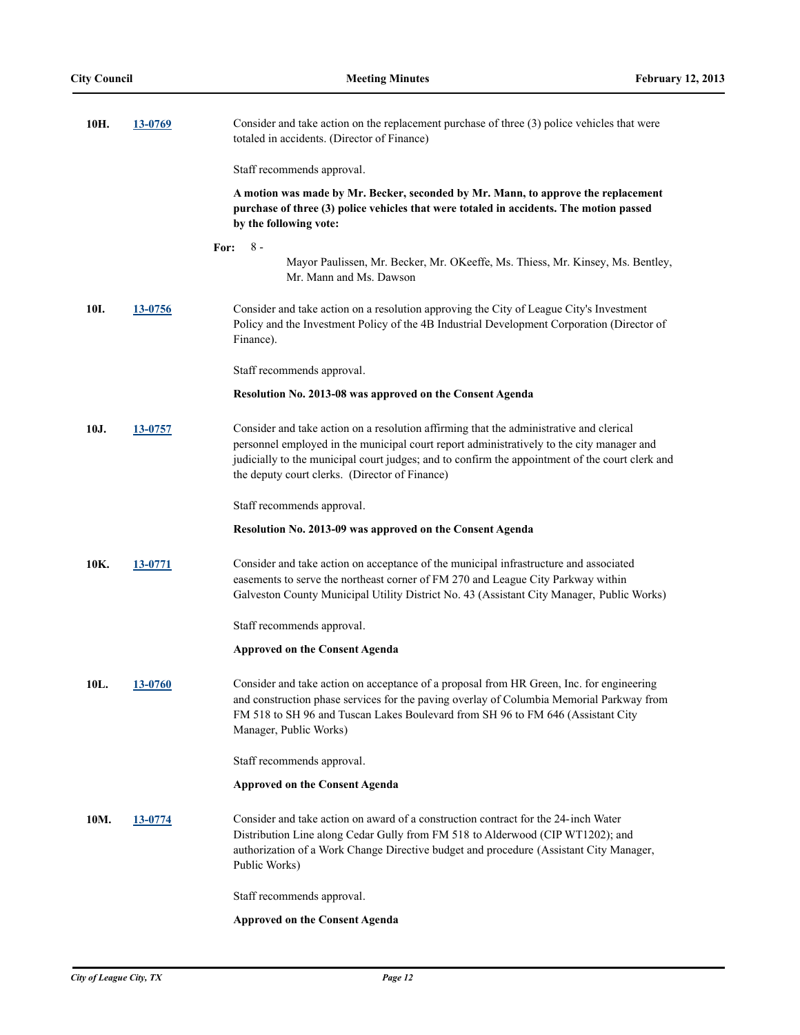**10H.** 13-0769

Consider and take action on the replacement purchase of three (3) police vehicles that were totaled in accidents. (Director of Finance)

Staff recommends approval.

**A motion was made by Mr. Becker, seconded by Mr. Mann, to approve the replacement purchase of three (3) police vehicles that were totaled in accidents. The motion passed by the following vote:**

**For:** 8 - Mayor Paulissen, Mr. Becker, Mr. OKeeffe, Ms. Thiess, Mr. Kinsey, Ms. Bentley, Mr. Mann and Ms. Dawson

**10I.** 13-0756

Consider and take action on a resolution approving the City of League City's Investment Policy and the Investment Policy of the 4B Industrial Development Corporation (Director of Finance).

Staff recommends approval.

**Resolution No. 2013-08 was approved on the Consent Agenda**

**10J.** 13-0757

Consider and take action on a resolution affirming that the administrative and clerical personnel employed in the municipal court report administratively to the city manager and judicially to the municipal court judges; and to confirm the appointment of the court clerk and the deputy court clerks. (Director of Finance)

Staff recommends approval.

**Resolution No. 2013-09 was approved on the Consent Agenda**

**10K.** 13-0771

Consider and take action on acceptance of the municipal infrastructure and associated easements to serve the northeast corner of FM 270 and League City Parkway within Galveston County Municipal Utility District No. 43 (Assistant City Manager, Public Works)

Staff recommends approval.

**Approved on the Consent Agenda**

**10L.** 13-0760

Consider and take action on acceptance of a proposal from HR Green, Inc. for engineering and construction phase services for the paving overlay of Columbia Memorial Parkway from FM 518 to SH 96 and Tuscan Lakes Boulevard from SH 96 to FM 646 (Assistant City Manager, Public Works)

Staff recommends approval.

**Approved on the Consent Agenda**

**10M.** 13-0774

Consider and take action on award of a construction contract for the 24-inch Water Distribution Line along Cedar Gully from FM 518 to Alderwood (CIP WT1202); and authorization of a Work Change Directive budget and procedure (Assistant City Manager, Public Works)

Staff recommends approval.

**Approved on the Consent Agenda**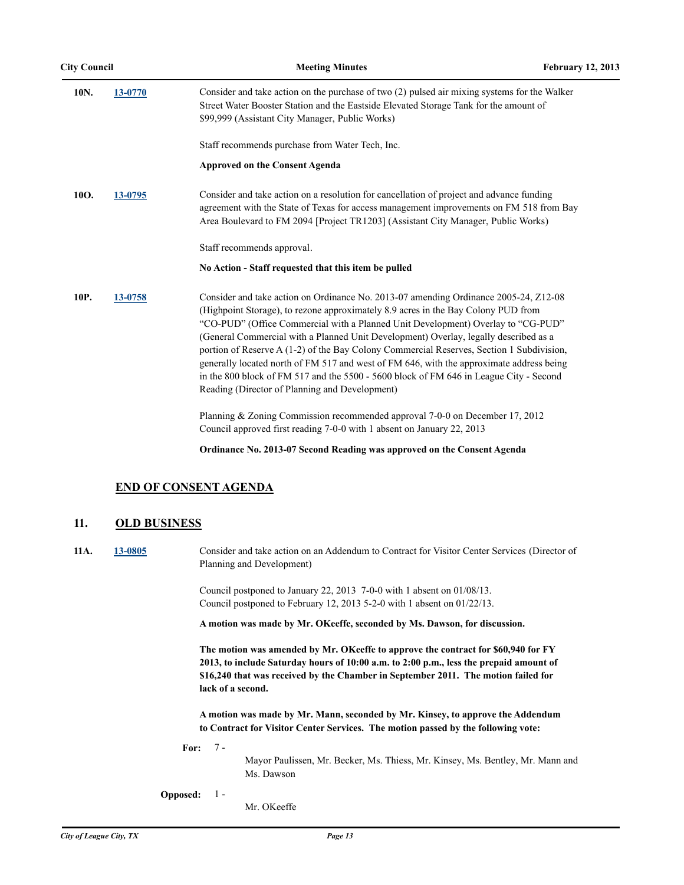**10N.** **13-0770** Consider and take action on the purchase of two (2) pulsed air mixing systems for the Walker Street Water Booster Station and the Eastside Elevated Storage Tank for the amount of $99,999 (Assistant City Manager, Public Works)

Staff recommends purchase from Water Tech, Inc.

**Approved on the Consent Agenda**

**10O.** **13-0795** Consider and take action on a resolution for cancellation of project and advance funding agreement with the State of Texas for access management improvements on FM 518 from Bay Area Boulevard to FM 2094 [Project TR1203] (Assistant City Manager, Public Works)

Staff recommends approval.

**No Action - Staff requested that this item be pulled**

**10P.** **13-0758** Consider and take action on Ordinance No. 2013-07 amending Ordinance 2005-24, Z12-08 (Highpoint Storage), to rezone approximately 8.9 acres in the Bay Colony PUD from "CO-PUD" (Office Commercial with a Planned Unit Development) Overlay to "CG-PUD" (General Commercial with a Planned Unit Development) Overlay, legally described as a portion of Reserve A (1-2) of the Bay Colony Commercial Reserves, Section 1 Subdivision, generally located north of FM 517 and west of FM 646, with the approximate address being in the 800 block of FM 517 and the 5500 - 5600 block of FM 646 in League City - Second Reading (Director of Planning and Development)

Planning & Zoning Commission recommended approval 7-0-0 on December 17, 2012
Council approved first reading 7-0-0 with 1 absent on January 22, 2013

**Ordinance No. 2013-07 Second Reading was approved on the Consent Agenda**

## END OF CONSENT AGENDA

## 11. OLD BUSINESS

**11A.** **13-0805** Consider and take action on an Addendum to Contract for Visitor Center Services (Director of Planning and Development)

Council postponed to January 22, 2013 7-0-0 with 1 absent on 01/08/13.
Council postponed to February 12, 2013 5-2-0 with 1 absent on 01/22/13.

**A motion was made by Mr. OKeeffe, seconded by Ms. Dawson, for discussion.**

**The motion was amended by Mr. OKeeffe to approve the contract for $60,940 for FY 2013, to include Saturday hours of 10:00 a.m. to 2:00 p.m., less the prepaid amount of $16,240 that was received by the Chamber in September 2011. The motion failed for lack of a second.**

**A motion was made by Mr. Mann, seconded by Mr. Kinsey, to approve the Addendum to Contract for Visitor Center Services. The motion passed by the following vote:**

**For:** 7 - Mayor Paulissen, Mr. Becker, Ms. Thiess, Mr. Kinsey, Ms. Bentley, Mr. Mann and Ms. Dawson

**Opposed:** 1 - Mr. OKeeffe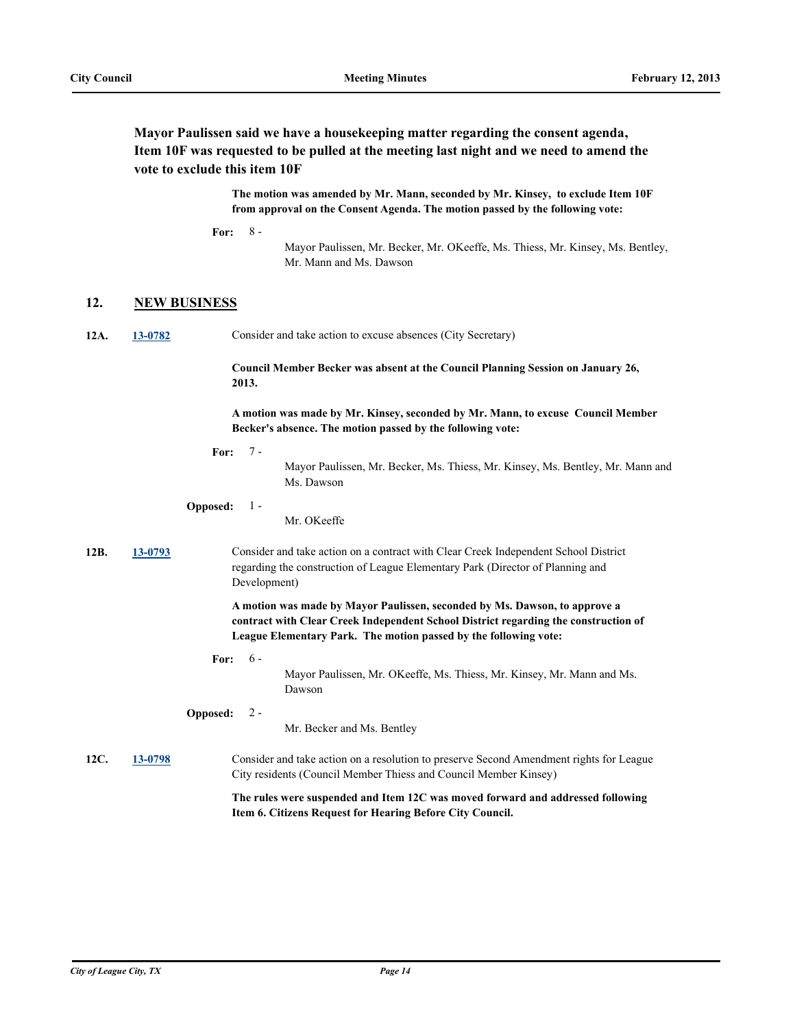**Mayor Paulissen said we have a housekeeping matter regarding the consent agenda, Item 10F was requested to be pulled at the meeting last night and we need to amend the vote to exclude this item 10F**

**The motion was amended by Mr. Mann, seconded by Mr. Kinsey, to exclude Item 10F from approval on the Consent Agenda. The motion passed by the following vote:**

**For:** 8 - Mayor Paulissen, Mr. Becker, Mr. OKeeffe, Ms. Thiess, Mr. Kinsey, Ms. Bentley, Mr. Mann and Ms. Dawson

## 12. NEW BUSINESS

**12A.** **13-0782** Consider and take action to excuse absences (City Secretary)

**Council Member Becker was absent at the Council Planning Session on January 26, 2013.**

**A motion was made by Mr. Kinsey, seconded by Mr. Mann, to excuse Council Member Becker's absence. The motion passed by the following vote:**

**For:** 7 - Mayor Paulissen, Mr. Becker, Ms. Thiess, Mr. Kinsey, Ms. Bentley, Mr. Mann and Ms. Dawson

**Opposed:** 1 - Mr. OKeeffe

**12B.** **13-0793** Consider and take action on a contract with Clear Creek Independent School District regarding the construction of League Elementary Park (Director of Planning and Development)

**A motion was made by Mayor Paulissen, seconded by Ms. Dawson, to approve a contract with Clear Creek Independent School District regarding the construction of League Elementary Park. The motion passed by the following vote:**

**For:** 6 - Mayor Paulissen, Mr. OKeeffe, Ms. Thiess, Mr. Kinsey, Mr. Mann and Ms. Dawson

**Opposed:** 2 - Mr. Becker and Ms. Bentley

**12C.** **13-0798** Consider and take action on a resolution to preserve Second Amendment rights for League City residents (Council Member Thiess and Council Member Kinsey)

**The rules were suspended and Item 12C was moved forward and addressed following Item 6. Citizens Request for Hearing Before City Council.**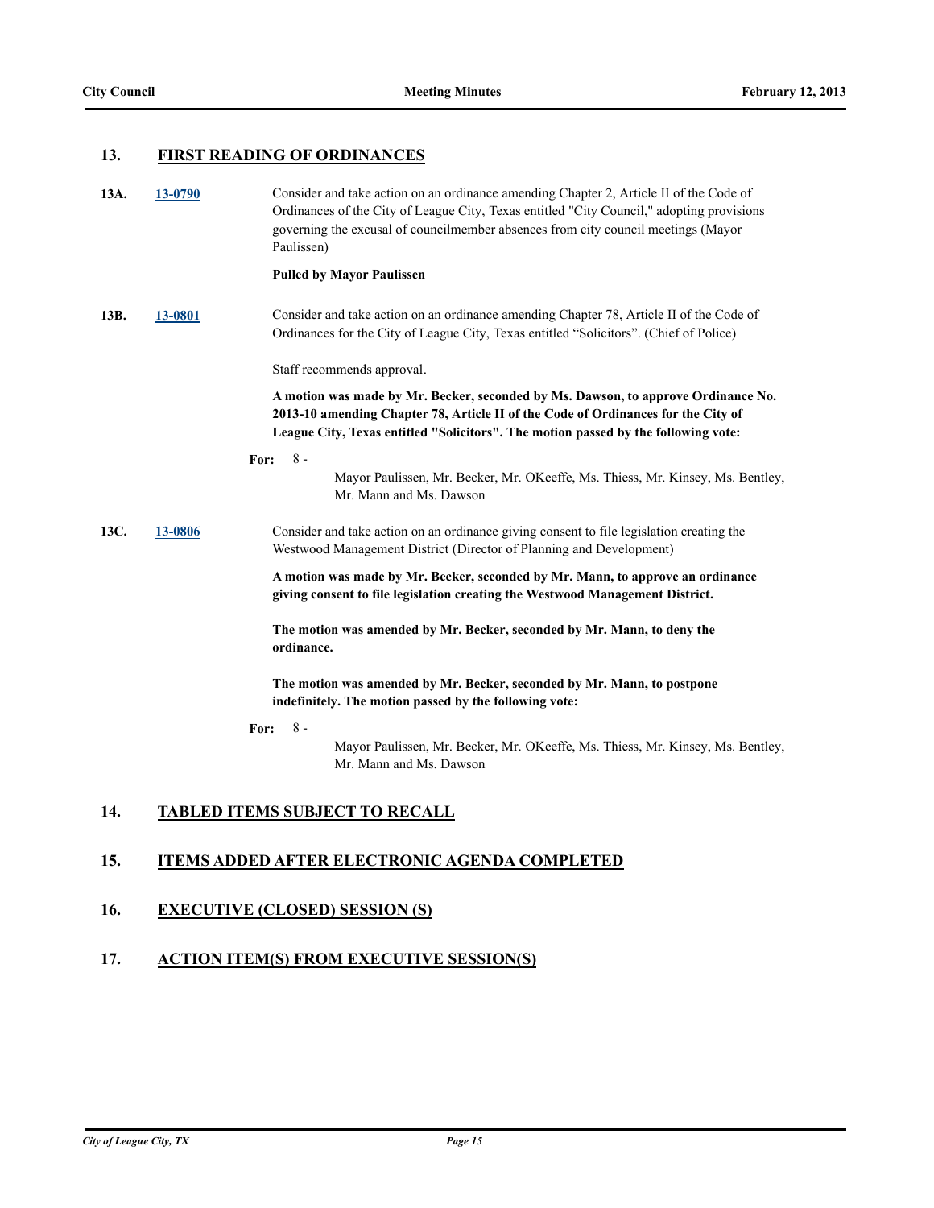## 13. FIRST READING OF ORDINANCES

**13A.** 13-0790

Consider and take action on an ordinance amending Chapter 2, Article II of the Code of Ordinances of the City of League City, Texas entitled "City Council," adopting provisions governing the excusal of councilmember absences from city council meetings (Mayor Paulissen)

**Pulled by Mayor Paulissen**

**13B.** 13-0801

Consider and take action on an ordinance amending Chapter 78, Article II of the Code of Ordinances for the City of League City, Texas entitled "Solicitors". (Chief of Police)

Staff recommends approval.

**A motion was made by Mr. Becker, seconded by Ms. Dawson, to approve Ordinance No. 2013-10 amending Chapter 78, Article II of the Code of Ordinances for the City of League City, Texas entitled "Solicitors". The motion passed by the following vote:**

**For:** 8 - Mayor Paulissen, Mr. Becker, Mr. OKeeffe, Ms. Thiess, Mr. Kinsey, Ms. Bentley, Mr. Mann and Ms. Dawson

**13C.** 13-0806

Consider and take action on an ordinance giving consent to file legislation creating the Westwood Management District (Director of Planning and Development)

**A motion was made by Mr. Becker, seconded by Mr. Mann, to approve an ordinance giving consent to file legislation creating the Westwood Management District.**

**The motion was amended by Mr. Becker, seconded by Mr. Mann, to deny the ordinance.**

**The motion was amended by Mr. Becker, seconded by Mr. Mann, to postpone indefinitely. The motion passed by the following vote:**

**For:** 8 - Mayor Paulissen, Mr. Becker, Mr. OKeeffe, Ms. Thiess, Mr. Kinsey, Ms. Bentley, Mr. Mann and Ms. Dawson

## 14. TABLED ITEMS SUBJECT TO RECALL

## 15. ITEMS ADDED AFTER ELECTRONIC AGENDA COMPLETED

## 16. EXECUTIVE (CLOSED) SESSION (S)

## 17. ACTION ITEM(S) FROM EXECUTIVE SESSION(S)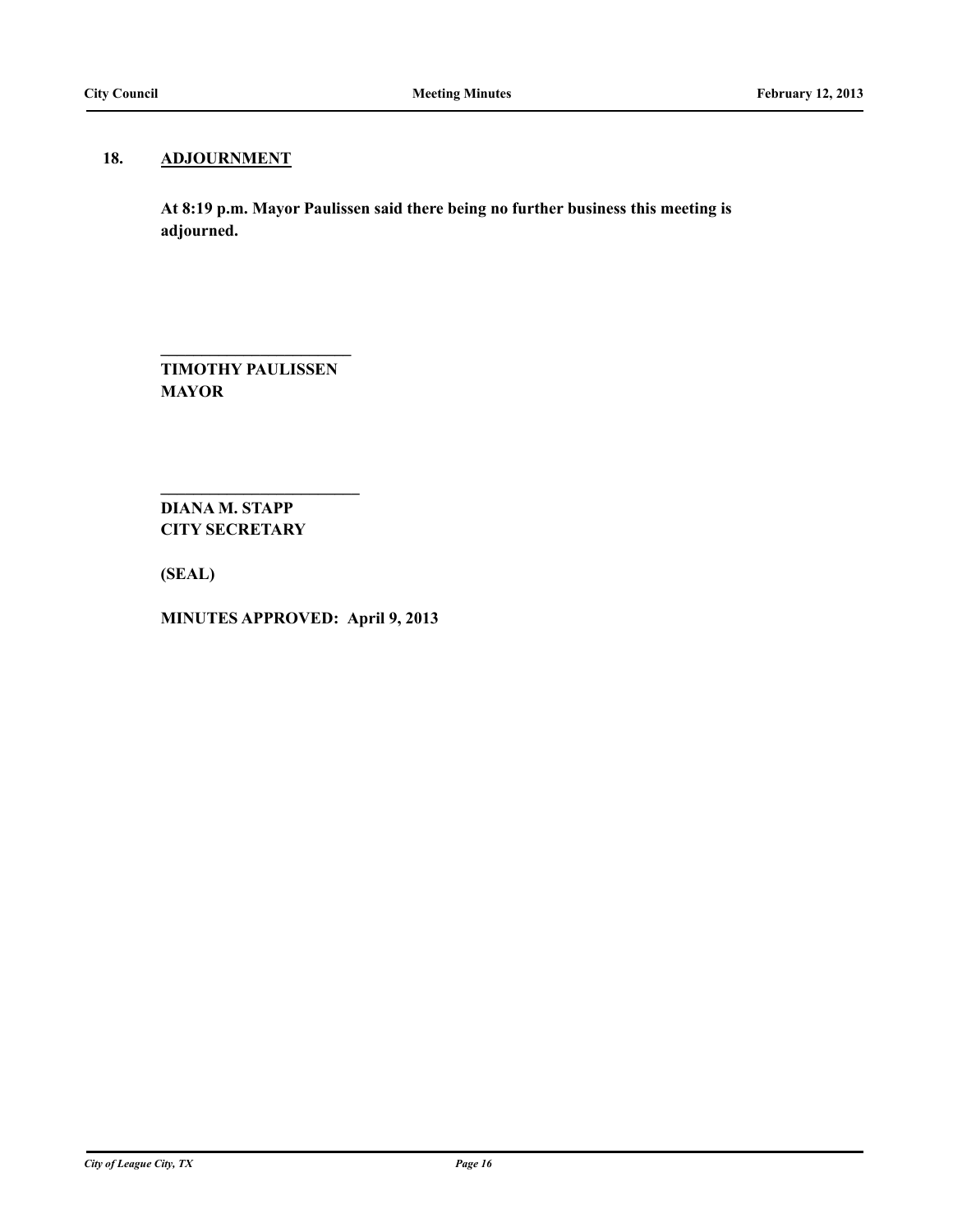## 18. ADJOURNMENT

**At 8:19 p.m. Mayor Paulissen said there being no further business this meeting is adjourned.**

**\_\_\_\_\_\_\_\_\_\_\_\_\_\_\_\_\_\_\_\_\_\_\_\_**
**TIMOTHY PAULISSEN**
**MAYOR**

**\_\_\_\_\_\_\_\_\_\_\_\_\_\_\_\_\_\_\_\_\_\_\_\_\_**
**DIANA M. STAPP**
**CITY SECRETARY**

**(SEAL)**

**MINUTES APPROVED: April 9, 2013**